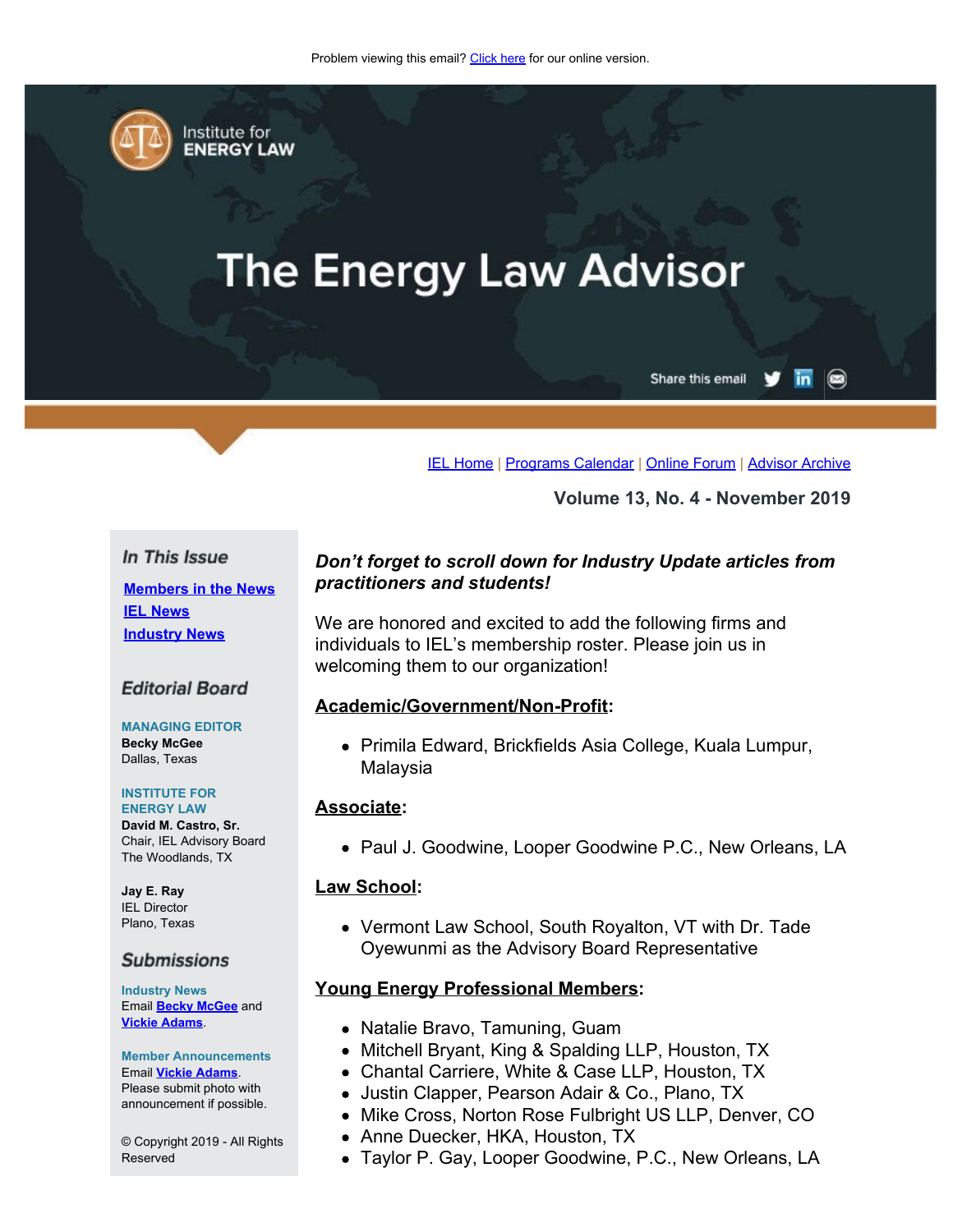Problem viewing this email? Click here for our online version.

Institute for ENERGY LAW

# The Energy Law Advisor

Share this email

IEL Home | Programs Calendar | Online Forum | Advisor Archive

**Volume 13, No. 4 - November 2019**

### In This Issue

- Members in the News
- IEL News
- Industry News

### Editorial Board

**MANAGING EDITOR**
**Becky McGee**
Dallas, Texas

**INSTITUTE FOR ENERGY LAW**
**David M. Castro, Sr.**
Chair, IEL Advisory Board
The Woodlands, TX

**Jay E. Ray**
IEL Director
Plano, Texas

### Submissions

**Industry News**
Email Becky McGee and Vickie Adams.

**Member Announcements**
Email Vickie Adams.
Please submit photo with announcement if possible.

© Copyright 2019 - All Rights Reserved

***Don't forget to scroll down for Industry Update articles from practitioners and students!***

We are honored and excited to add the following firms and individuals to IEL's membership roster. Please join us in welcoming them to our organization!

**Academic/Government/Non-Profit:**

- Primila Edward, Brickfields Asia College, Kuala Lumpur, Malaysia

**Associate:**

- Paul J. Goodwine, Looper Goodwine P.C., New Orleans, LA

**Law School:**

- Vermont Law School, South Royalton, VT with Dr. Tade Oyewunmi as the Advisory Board Representative

**Young Energy Professional Members:**

- Natalie Bravo, Tamuning, Guam
- Mitchell Bryant, King & Spalding LLP, Houston, TX
- Chantal Carriere, White & Case LLP, Houston, TX
- Justin Clapper, Pearson Adair & Co., Plano, TX
- Mike Cross, Norton Rose Fulbright US LLP, Denver, CO
- Anne Duecker, HKA, Houston, TX
- Taylor P. Gay, Looper Goodwine, P.C., New Orleans, LA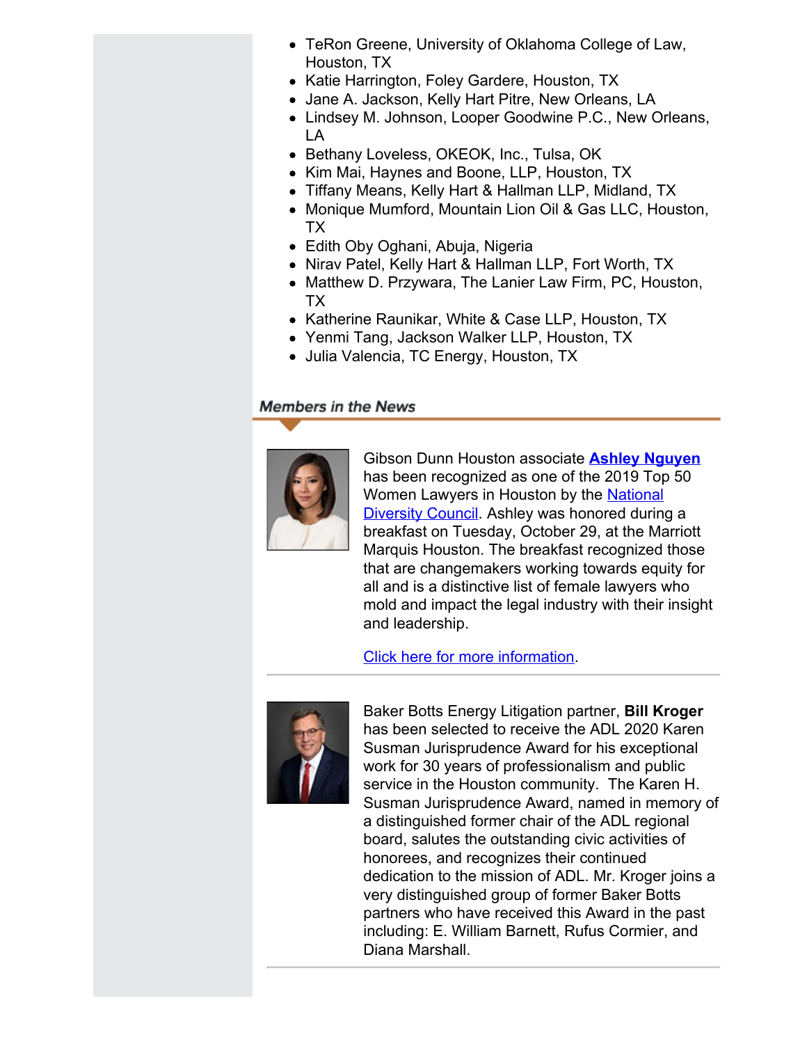- TeRon Greene, University of Oklahoma College of Law, Houston, TX
- Katie Harrington, Foley Gardere, Houston, TX
- Jane A. Jackson, Kelly Hart Pitre, New Orleans, LA
- Lindsey M. Johnson, Looper Goodwine P.C., New Orleans, LA
- Bethany Loveless, OKEOK, Inc., Tulsa, OK
- Kim Mai, Haynes and Boone, LLP, Houston, TX
- Tiffany Means, Kelly Hart & Hallman LLP, Midland, TX
- Monique Mumford, Mountain Lion Oil & Gas LLC, Houston, TX
- Edith Oby Oghani, Abuja, Nigeria
- Nirav Patel, Kelly Hart & Hallman LLP, Fort Worth, TX
- Matthew D. Przywara, The Lanier Law Firm, PC, Houston, TX
- Katherine Raunikar, White & Case LLP, Houston, TX
- Yenmi Tang, Jackson Walker LLP, Houston, TX
- Julia Valencia, TC Energy, Houston, TX

## *Members in the News*

Gibson Dunn Houston associate **Ashley Nguyen** has been recognized as one of the 2019 Top 50 Women Lawyers in Houston by the National Diversity Council. Ashley was honored during a breakfast on Tuesday, October 29, at the Marriott Marquis Houston. The breakfast recognized those that are changemakers working towards equity for all and is a distinctive list of female lawyers who mold and impact the legal industry with their insight and leadership.

Click here for more information.

---

Baker Botts Energy Litigation partner, **Bill Kroger** has been selected to receive the ADL 2020 Karen Susman Jurisprudence Award for his exceptional work for 30 years of professionalism and public service in the Houston community. The Karen H. Susman Jurisprudence Award, named in memory of a distinguished former chair of the ADL regional board, salutes the outstanding civic activities of honorees, and recognizes their continued dedication to the mission of ADL. Mr. Kroger joins a very distinguished group of former Baker Botts partners who have received this Award in the past including: E. William Barnett, Rufus Cormier, and Diana Marshall.

---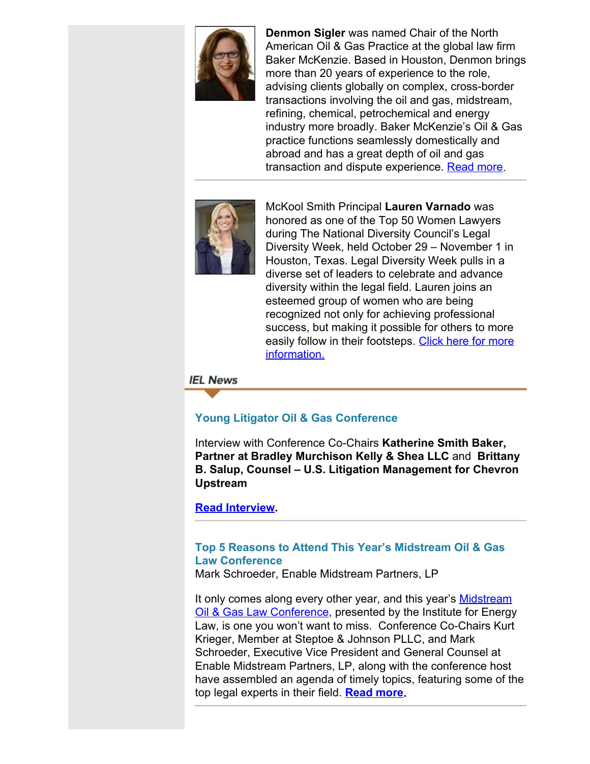**Denmon Sigler** was named Chair of the North American Oil & Gas Practice at the global law firm Baker McKenzie. Based in Houston, Denmon brings more than 20 years of experience to the role, advising clients globally on complex, cross-border transactions involving the oil and gas, midstream, refining, chemical, petrochemical and energy industry more broadly. Baker McKenzie's Oil & Gas practice functions seamlessly domestically and abroad and has a great depth of oil and gas transaction and dispute experience. Read more.

---

McKool Smith Principal **Lauren Varnado** was honored as one of the Top 50 Women Lawyers during The National Diversity Council's Legal Diversity Week, held October 29 – November 1 in Houston, Texas. Legal Diversity Week pulls in a diverse set of leaders to celebrate and advance diversity within the legal field. Lauren joins an esteemed group of women who are being recognized not only for achieving professional success, but making it possible for others to more easily follow in their footsteps. Click here for more information.

## IEL News

### Young Litigator Oil & Gas Conference

Interview with Conference Co-Chairs **Katherine Smith Baker, Partner at Bradley Murchison Kelly & Shea LLC** and **Brittany B. Salup, Counsel – U.S. Litigation Management for Chevron Upstream**

**Read Interview.**

---

### Top 5 Reasons to Attend This Year's Midstream Oil & Gas Law Conference

Mark Schroeder, Enable Midstream Partners, LP

It only comes along every other year, and this year's Midstream Oil & Gas Law Conference, presented by the Institute for Energy Law, is one you won't want to miss. Conference Co-Chairs Kurt Krieger, Member at Steptoe & Johnson PLLC, and Mark Schroeder, Executive Vice President and General Counsel at Enable Midstream Partners, LP, along with the conference host have assembled an agenda of timely topics, featuring some of the top legal experts in their field. **Read more.**

---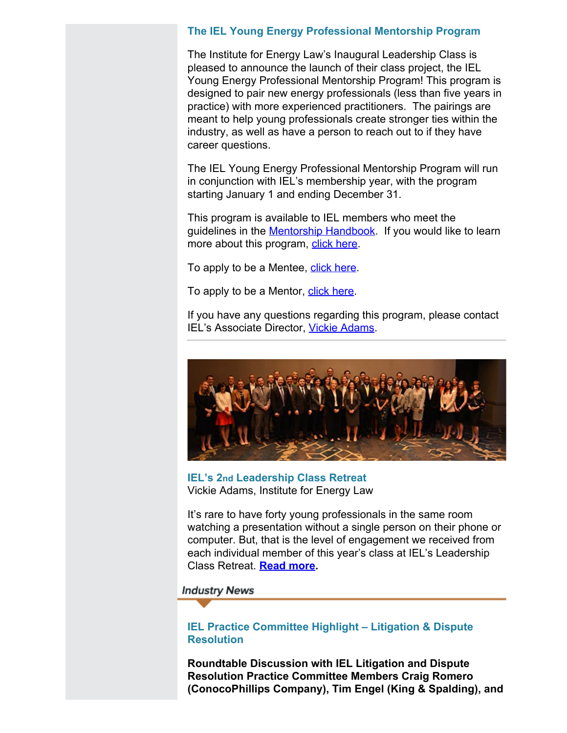## The IEL Young Energy Professional Mentorship Program

The Institute for Energy Law's Inaugural Leadership Class is pleased to announce the launch of their class project, the IEL Young Energy Professional Mentorship Program! This program is designed to pair new energy professionals (less than five years in practice) with more experienced practitioners. The pairings are meant to help young professionals create stronger ties within the industry, as well as have a person to reach out to if they have career questions.

The IEL Young Energy Professional Mentorship Program will run in conjunction with IEL's membership year, with the program starting January 1 and ending December 31.

This program is available to IEL members who meet the guidelines in the Mentorship Handbook. If you would like to learn more about this program, click here.

To apply to be a Mentee, click here.

To apply to be a Mentor, click here.

If you have any questions regarding this program, please contact IEL's Associate Director, Vickie Adams.

---

## IEL's 2nd Leadership Class Retreat

Vickie Adams, Institute for Energy Law

It's rare to have forty young professionals in the same room watching a presentation without a single person on their phone or computer. But, that is the level of engagement we received from each individual member of this year's class at IEL's Leadership Class Retreat. **Read more.**

# Industry News

## IEL Practice Committee Highlight – Litigation & Dispute Resolution

**Roundtable Discussion with IEL Litigation and Dispute Resolution Practice Committee Members Craig Romero (ConocoPhillips Company), Tim Engel (King & Spalding), and**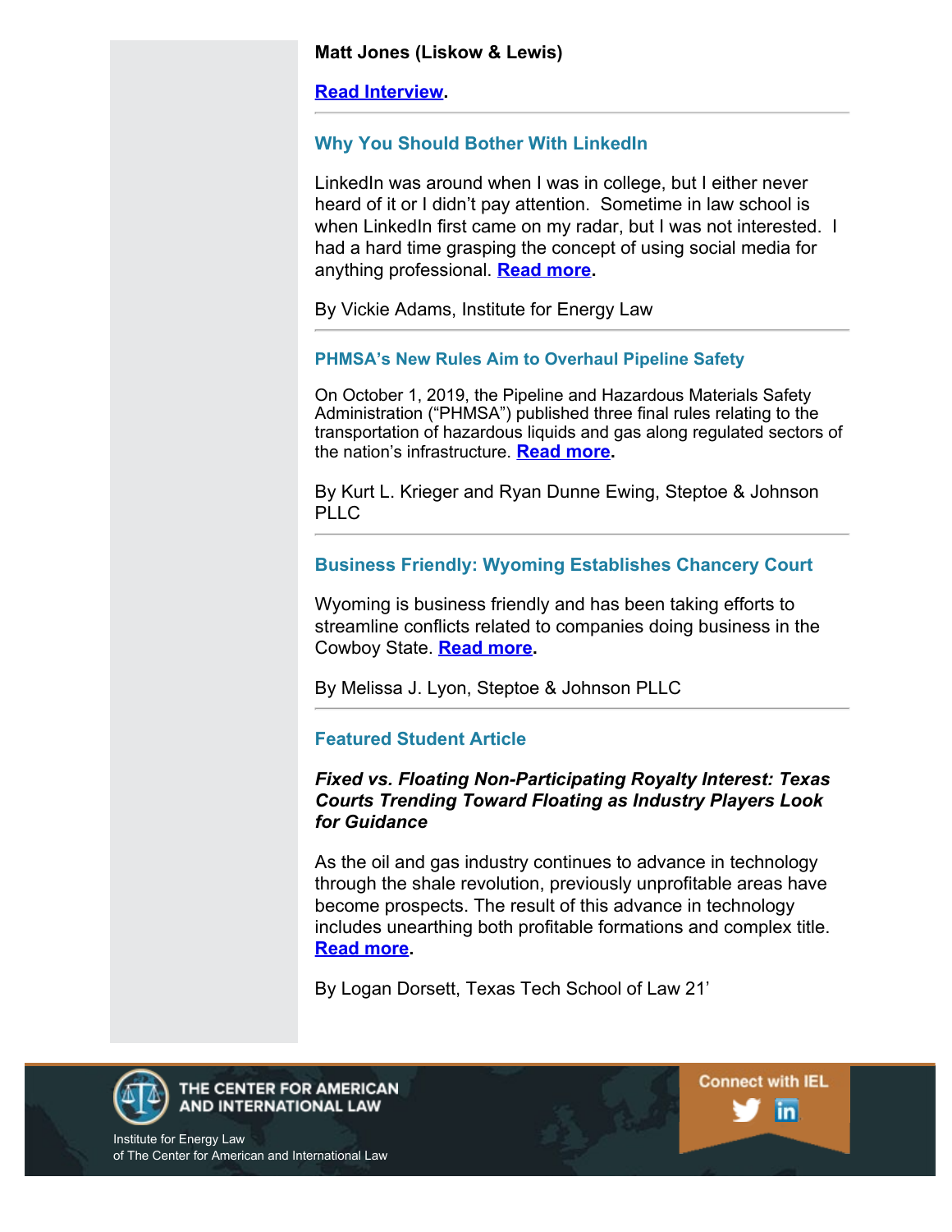**Matt Jones (Liskow & Lewis)**

**Read Interview**.

### Why You Should Bother With LinkedIn

LinkedIn was around when I was in college, but I either never heard of it or I didn't pay attention. Sometime in law school is when LinkedIn first came on my radar, but I was not interested. I had a hard time grasping the concept of using social media for anything professional. **Read more**.

By Vickie Adams, Institute for Energy Law

### PHMSA's New Rules Aim to Overhaul Pipeline Safety

On October 1, 2019, the Pipeline and Hazardous Materials Safety Administration ("PHMSA") published three final rules relating to the transportation of hazardous liquids and gas along regulated sectors of the nation's infrastructure. **Read more**.

By Kurt L. Krieger and Ryan Dunne Ewing, Steptoe & Johnson PLLC

### Business Friendly: Wyoming Establishes Chancery Court

Wyoming is business friendly and has been taking efforts to streamline conflicts related to companies doing business in the Cowboy State. **Read more**.

By Melissa J. Lyon, Steptoe & Johnson PLLC

### Featured Student Article

***Fixed vs. Floating Non-Participating Royalty Interest: Texas Courts Trending Toward Floating as Industry Players Look for Guidance***

As the oil and gas industry continues to advance in technology through the shale revolution, previously unprofitable areas have become prospects. The result of this advance in technology includes unearthing both profitable formations and complex title. **Read more**.

By Logan Dorsett, Texas Tech School of Law 21'

THE CENTER FOR AMERICAN AND INTERNATIONAL LAW

Institute for Energy Law
of The Center for American and International Law

Connect with IEL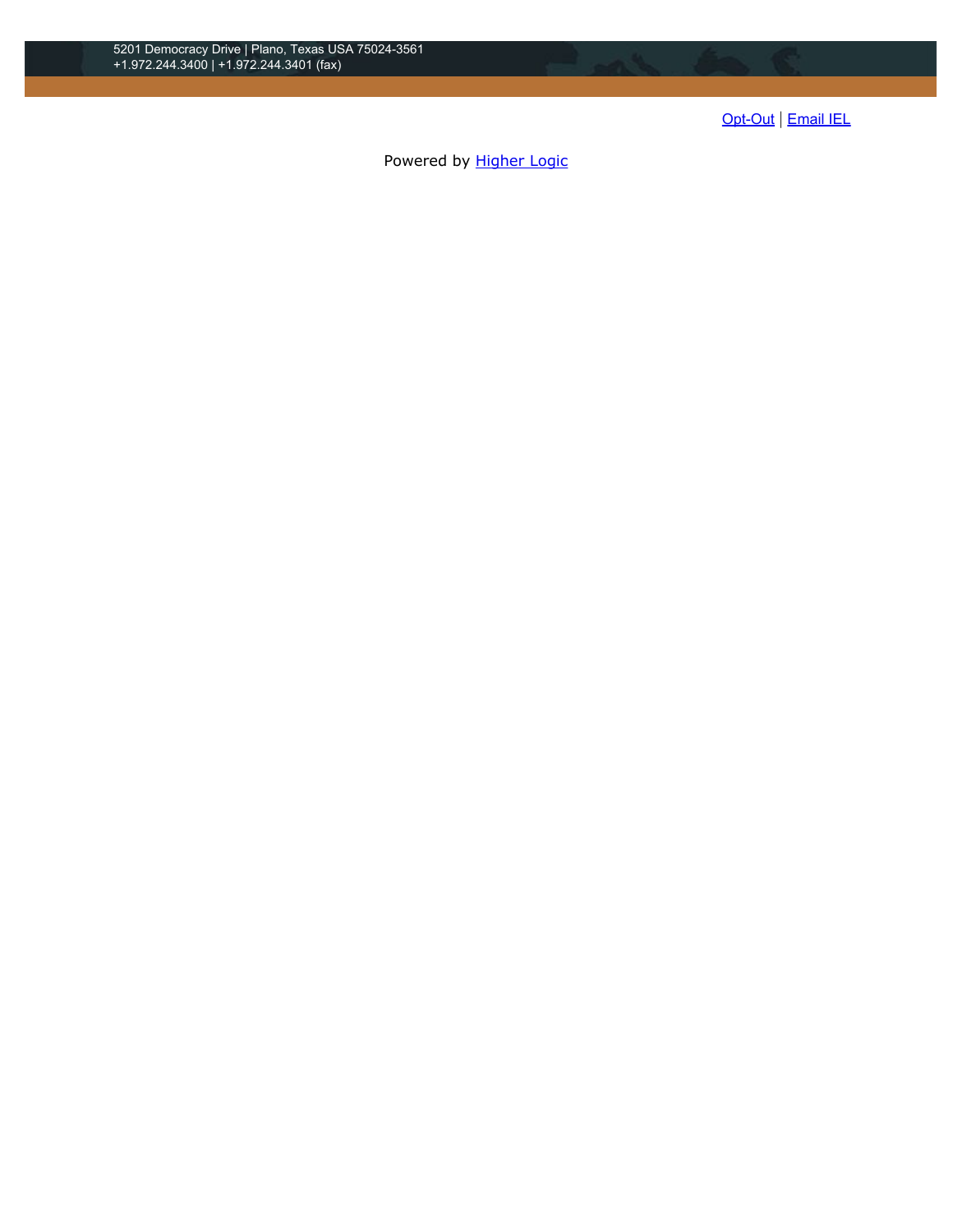5201 Democracy Drive | Plano, Texas USA 75024-3561
+1.972.244.3400 | +1.972.244.3401 (fax)

Opt-Out | Email IEL

Powered by Higher Logic